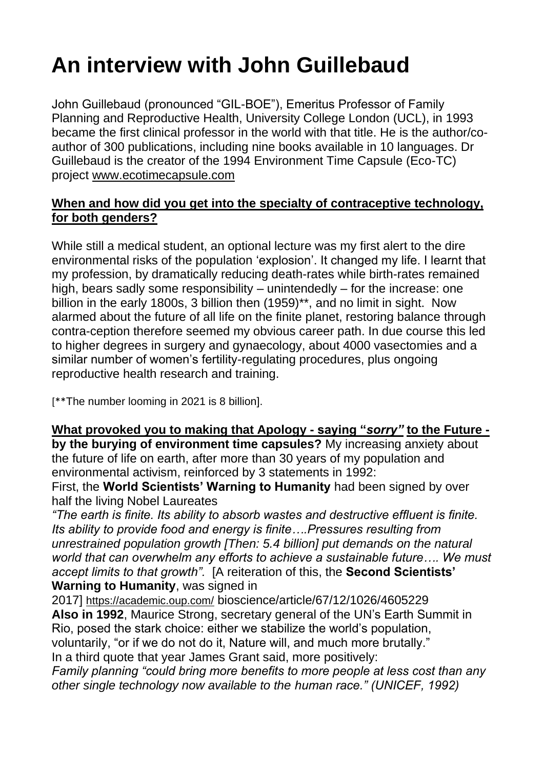# An interview with John Guillebaud

John Guillebaud (pronounced "GIL-BOE"), Emeritus Professor of Family Planning and Reproductive Health, University College London (UCL), in 1993 became the first clinical professor in the world with that title. He is the author/co-author of 300 publications, including nine books available in 10 languages. Dr Guillebaud is the creator of the 1994 Environment Time Capsule (Eco-TC) project [www.ecotimecapsule.com](http://www.ecotimecapsule.com)

**When and how did you get into the specialty of contraceptive technology, for both genders?**

While still a medical student, an optional lecture was my first alert to the dire environmental risks of the population 'explosion'. It changed my life. I learnt that my profession, by dramatically reducing death-rates while birth-rates remained high, bears sadly some responsibility – unintendedly – for the increase: one billion in the early 1800s, 3 billion then (1959)**, and no limit in sight. Now alarmed about the future of all life on the finite planet, restoring balance through contra-ception therefore seemed my obvious career path. In due course this led to higher degrees in surgery and gynaecology, about 4000 vasectomies and a similar number of women's fertility-regulating procedures, plus ongoing reproductive health research and training.

[**The number looming in 2021 is 8 billion].

**What provoked you to making that Apology - saying "*sorry*" to the Future - by the burying of environment time capsules?** My increasing anxiety about the future of life on earth, after more than 30 years of my population and environmental activism, reinforced by 3 statements in 1992:

First, the **World Scientists' Warning to Humanity** had been signed by over half the living Nobel Laureates

*"The earth is finite. Its ability to absorb wastes and destructive effluent is finite. Its ability to provide food and energy is finite….Pressures resulting from unrestrained population growth [Then: 5.4 billion] put demands on the natural world that can overwhelm any efforts to achieve a sustainable future…. We must accept limits to that growth".* [A reiteration of this, the **Second Scientists' Warning to Humanity**, was signed in 2017] https://academic.oup.com/ bioscience/article/67/12/1026/4605229

**Also in 1992**, Maurice Strong, secretary general of the UN's Earth Summit in Rio, posed the stark choice: either we stabilize the world's population, voluntarily, "or if we do not do it, Nature will, and much more brutally."

In a third quote that year James Grant said, more positively:

*Family planning "could bring more benefits to more people at less cost than any other single technology now available to the human race." (UNICEF, 1992)*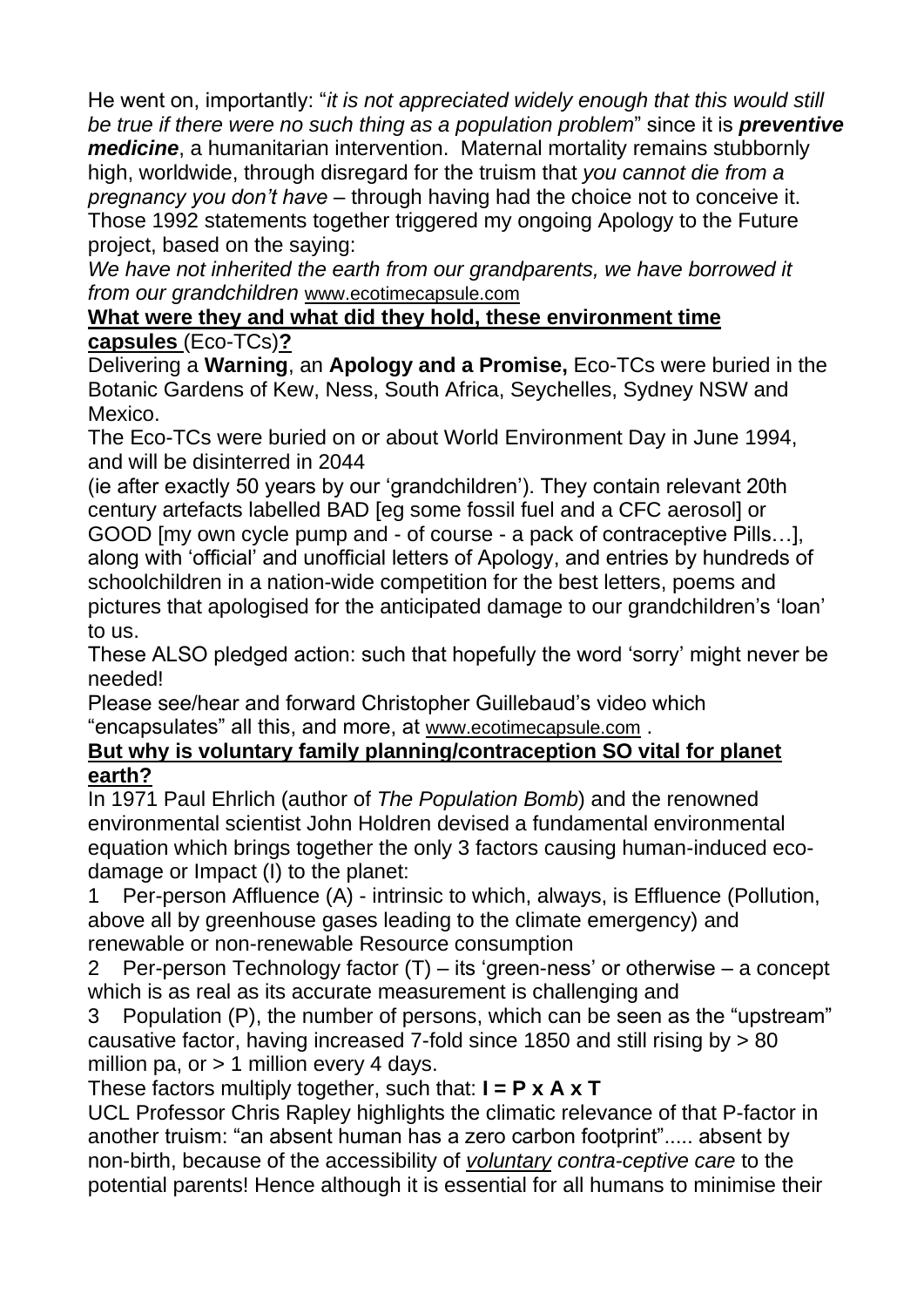He went on, importantly: "*it is not appreciated widely enough that this would still be true if there were no such thing as a population problem*" since it is ***preventive medicine***, a humanitarian intervention. Maternal mortality remains stubbornly high, worldwide, through disregard for the truism that *you cannot die from a pregnancy you don't have* – through having had the choice not to conceive it. Those 1992 statements together triggered my ongoing Apology to the Future project, based on the saying:

*We have not inherited the earth from our grandparents, we have borrowed it from our grandchildren* www.ecotimecapsule.com

**What were they and what did they hold, these environment time capsules (Eco-TCs)?**

Delivering a **Warning**, an **Apology and a Promise,** Eco-TCs were buried in the Botanic Gardens of Kew, Ness, South Africa, Seychelles, Sydney NSW and Mexico.

The Eco-TCs were buried on or about World Environment Day in June 1994, and will be disinterred in 2044 (ie after exactly 50 years by our 'grandchildren'). They contain relevant 20th century artefacts labelled BAD [eg some fossil fuel and a CFC aerosol] or GOOD [my own cycle pump and - of course - a pack of contraceptive Pills…], along with 'official' and unofficial letters of Apology, and entries by hundreds of schoolchildren in a nation-wide competition for the best letters, poems and pictures that apologised for the anticipated damage to our grandchildren's 'loan' to us.

These ALSO pledged action: such that hopefully the word 'sorry' might never be needed!

Please see/hear and forward Christopher Guillebaud's video which "encapsulates" all this, and more, at www.ecotimecapsule.com .

**But why is voluntary family planning/contraception SO vital for planet earth?**

In 1971 Paul Ehrlich (author of *The Population Bomb*) and the renowned environmental scientist John Holdren devised a fundamental environmental equation which brings together the only 3 factors causing human-induced eco-damage or Impact (I) to the planet:

1 Per-person Affluence (A) - intrinsic to which, always, is Effluence (Pollution, above all by greenhouse gases leading to the climate emergency) and renewable or non-renewable Resource consumption

2 Per-person Technology factor (T) – its 'green-ness' or otherwise – a concept which is as real as its accurate measurement is challenging and

3 Population (P), the number of persons, which can be seen as the "upstream" causative factor, having increased 7-fold since 1850 and still rising by > 80 million pa, or > 1 million every 4 days.

These factors multiply together, such that: **$I = P \times A \times T$**

UCL Professor Chris Rapley highlights the climatic relevance of that P-factor in another truism: "an absent human has a zero carbon footprint"..... absent by non-birth, because of the accessibility of *voluntary contra-ceptive care* to the potential parents! Hence although it is essential for all humans to minimise their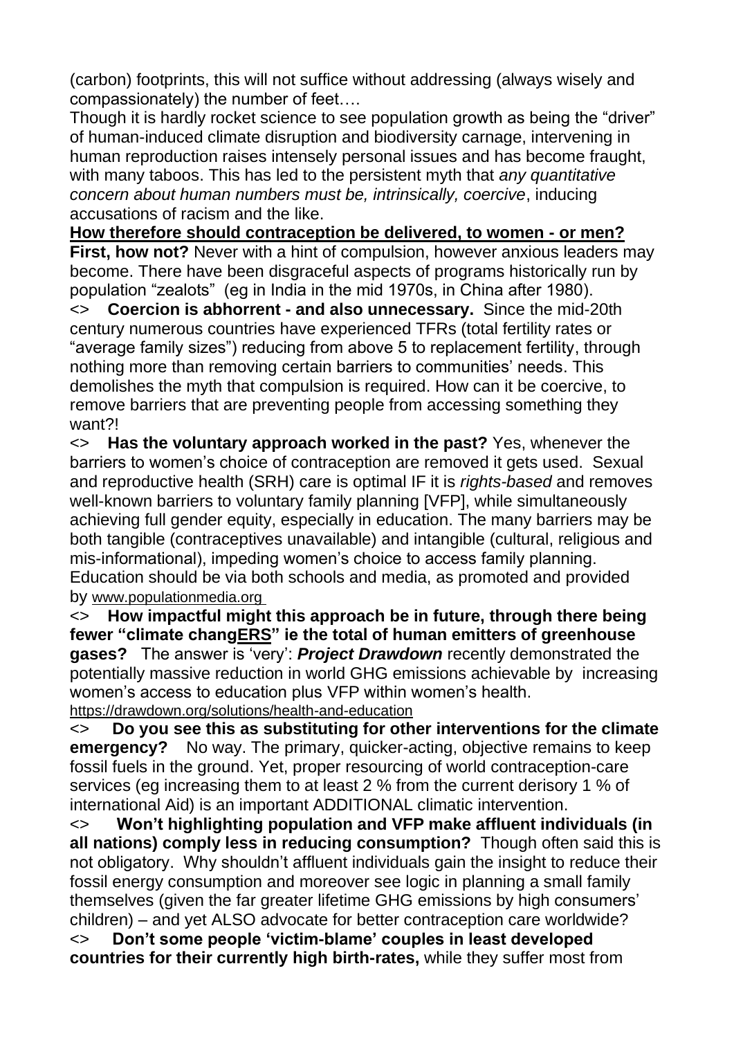(carbon) footprints, this will not suffice without addressing (always wisely and compassionately) the number of feet….

Though it is hardly rocket science to see population growth as being the "driver" of human-induced climate disruption and biodiversity carnage, intervening in human reproduction raises intensely personal issues and has become fraught, with many taboos. This has led to the persistent myth that *any quantitative concern about human numbers must be, intrinsically, coercive*, inducing accusations of racism and the like.

**How therefore should contraception be delivered, to women - or men?**

**First, how not?** Never with a hint of compulsion, however anxious leaders may become. There have been disgraceful aspects of programs historically run by population "zealots" (eg in India in the mid 1970s, in China after 1980).

<> **Coercion is abhorrent - and also unnecessary.** Since the mid-20th century numerous countries have experienced TFRs (total fertility rates or "average family sizes") reducing from above 5 to replacement fertility, through nothing more than removing certain barriers to communities' needs. This demolishes the myth that compulsion is required. How can it be coercive, to remove barriers that are preventing people from accessing something they want?!

<> **Has the voluntary approach worked in the past?** Yes, whenever the barriers to women's choice of contraception are removed it gets used. Sexual and reproductive health (SRH) care is optimal IF it is *rights-based* and removes well-known barriers to voluntary family planning [VFP], while simultaneously achieving full gender equity, especially in education. The many barriers may be both tangible (contraceptives unavailable) and intangible (cultural, religious and mis-informational), impeding women's choice to access family planning. Education should be via both schools and media, as promoted and provided by www.populationmedia.org

<> **How impactful might this approach be in future, through there being fewer "climate chang<u>ERS</u>" ie the total of human emitters of greenhouse gases?** The answer is 'very': ***Project Drawdown*** recently demonstrated the potentially massive reduction in world GHG emissions achievable by increasing women's access to education plus VFP within women's health. https://drawdown.org/solutions/health-and-education

<> **Do you see this as substituting for other interventions for the climate emergency?** No way. The primary, quicker-acting, objective remains to keep fossil fuels in the ground. Yet, proper resourcing of world contraception-care services (eg increasing them to at least 2 % from the current derisory 1 % of international Aid) is an important ADDITIONAL climatic intervention.

<> **Won't highlighting population and VFP make affluent individuals (in all nations) comply less in reducing consumption?** Though often said this is not obligatory. Why shouldn't affluent individuals gain the insight to reduce their fossil energy consumption and moreover see logic in planning a small family themselves (given the far greater lifetime GHG emissions by high consumers' children) – and yet ALSO advocate for better contraception care worldwide?

<> **Don't some people 'victim-blame' couples in least developed countries for their currently high birth-rates,** while they suffer most from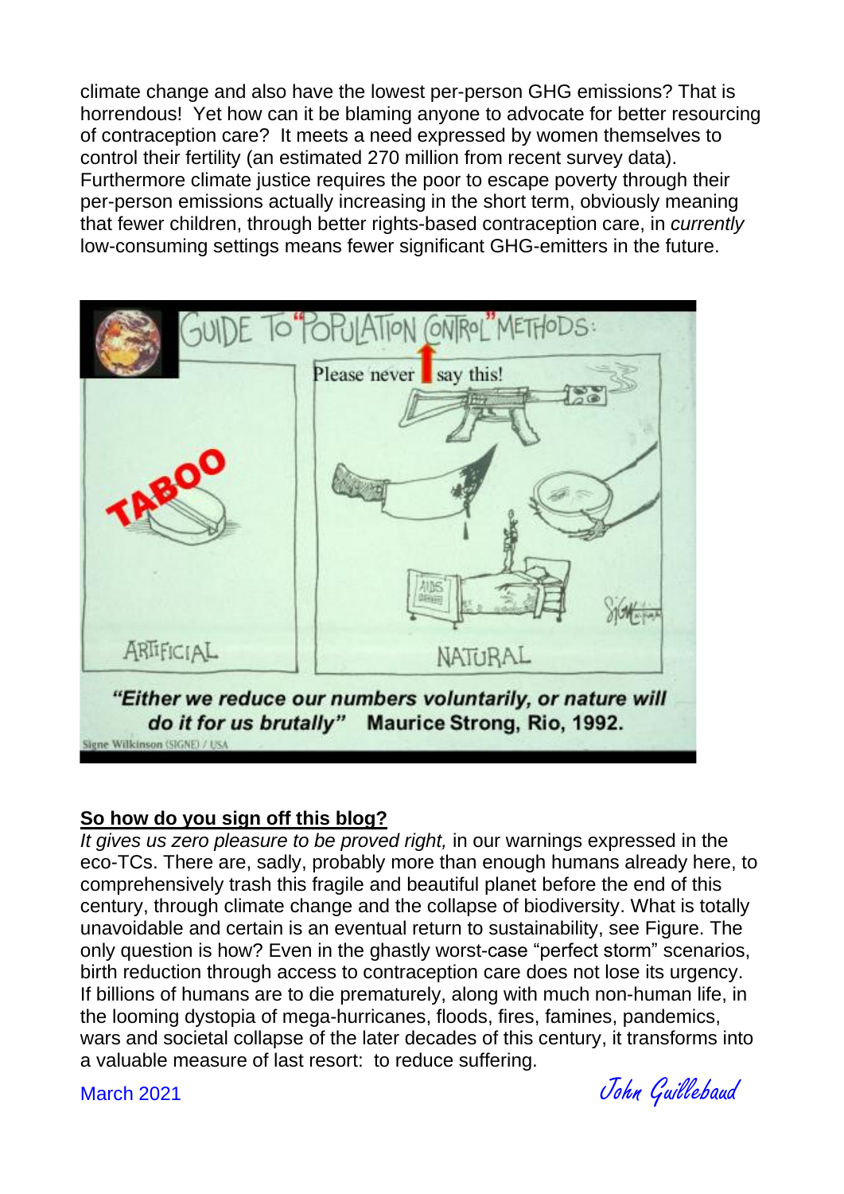climate change and also have the lowest per-person GHG emissions? That is horrendous! Yet how can it be blaming anyone to advocate for better resourcing of contraception care? It meets a need expressed by women themselves to control their fertility (an estimated 270 million from recent survey data). Furthermore climate justice requires the poor to escape poverty through their per-person emissions actually increasing in the short term, obviously meaning that fewer children, through better rights-based contraception care, in *currently* low-consuming settings means fewer significant GHG-emitters in the future.

***"Either we reduce our numbers voluntarily, or nature will do it for us brutally"*** **Maurice Strong, Rio, 1992.**

**So how do you sign off this blog?**

*It gives us zero pleasure to be proved right,* in our warnings expressed in the eco-TCs. There are, sadly, probably more than enough humans already here, to comprehensively trash this fragile and beautiful planet before the end of this century, through climate change and the collapse of biodiversity. What is totally unavoidable and certain is an eventual return to sustainability, see Figure. The only question is how? Even in the ghastly worst-case "perfect storm" scenarios, birth reduction through access to contraception care does not lose its urgency. If billions of humans are to die prematurely, along with much non-human life, in the looming dystopia of mega-hurricanes, floods, fires, famines, pandemics, wars and societal collapse of the later decades of this century, it transforms into a valuable measure of last resort: to reduce suffering.

March 2021

John Guillebaud